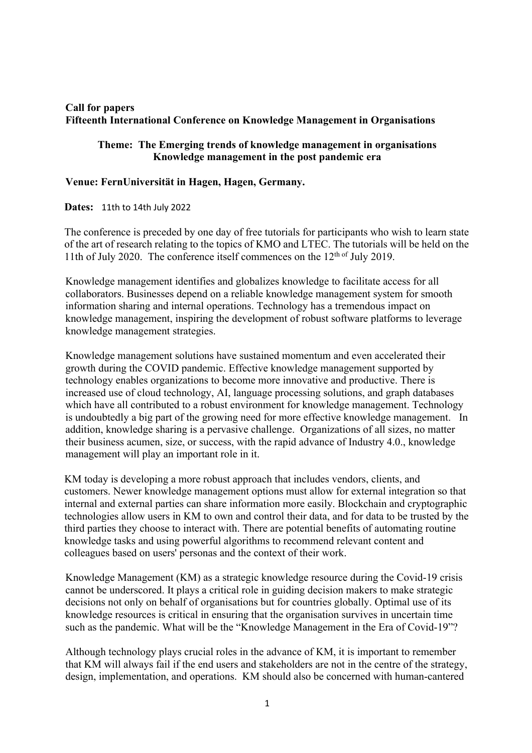**Call for papers**
**Fifteenth International Conference on Knowledge Management in Organisations**

**Theme: The Emerging trends of knowledge management in organisations**
**Knowledge management in the post pandemic era**

**Venue: FernUniversität in Hagen, Hagen, Germany.**

**Dates:** 11th to 14th July 2022

The conference is preceded by one day of free tutorials for participants who wish to learn state of the art of research relating to the topics of KMO and LTEC. The tutorials will be held on the 11th of July 2020. The conference itself commences on the 12th of July 2019.

Knowledge management identifies and globalizes knowledge to facilitate access for all collaborators. Businesses depend on a reliable knowledge management system for smooth information sharing and internal operations. Technology has a tremendous impact on knowledge management, inspiring the development of robust software platforms to leverage knowledge management strategies.

Knowledge management solutions have sustained momentum and even accelerated their growth during the COVID pandemic. Effective knowledge management supported by technology enables organizations to become more innovative and productive. There is increased use of cloud technology, AI, language processing solutions, and graph databases which have all contributed to a robust environment for knowledge management. Technology is undoubtedly a big part of the growing need for more effective knowledge management. In addition, knowledge sharing is a pervasive challenge. Organizations of all sizes, no matter their business acumen, size, or success, with the rapid advance of Industry 4.0., knowledge management will play an important role in it.

KM today is developing a more robust approach that includes vendors, clients, and customers. Newer knowledge management options must allow for external integration so that internal and external parties can share information more easily. Blockchain and cryptographic technologies allow users in KM to own and control their data, and for data to be trusted by the third parties they choose to interact with. There are potential benefits of automating routine knowledge tasks and using powerful algorithms to recommend relevant content and colleagues based on users' personas and the context of their work.

Knowledge Management (KM) as a strategic knowledge resource during the Covid-19 crisis cannot be underscored. It plays a critical role in guiding decision makers to make strategic decisions not only on behalf of organisations but for countries globally. Optimal use of its knowledge resources is critical in ensuring that the organisation survives in uncertain time such as the pandemic. What will be the "Knowledge Management in the Era of Covid-19"?

Although technology plays crucial roles in the advance of KM, it is important to remember that KM will always fail if the end users and stakeholders are not in the centre of the strategy, design, implementation, and operations. KM should also be concerned with human-cantered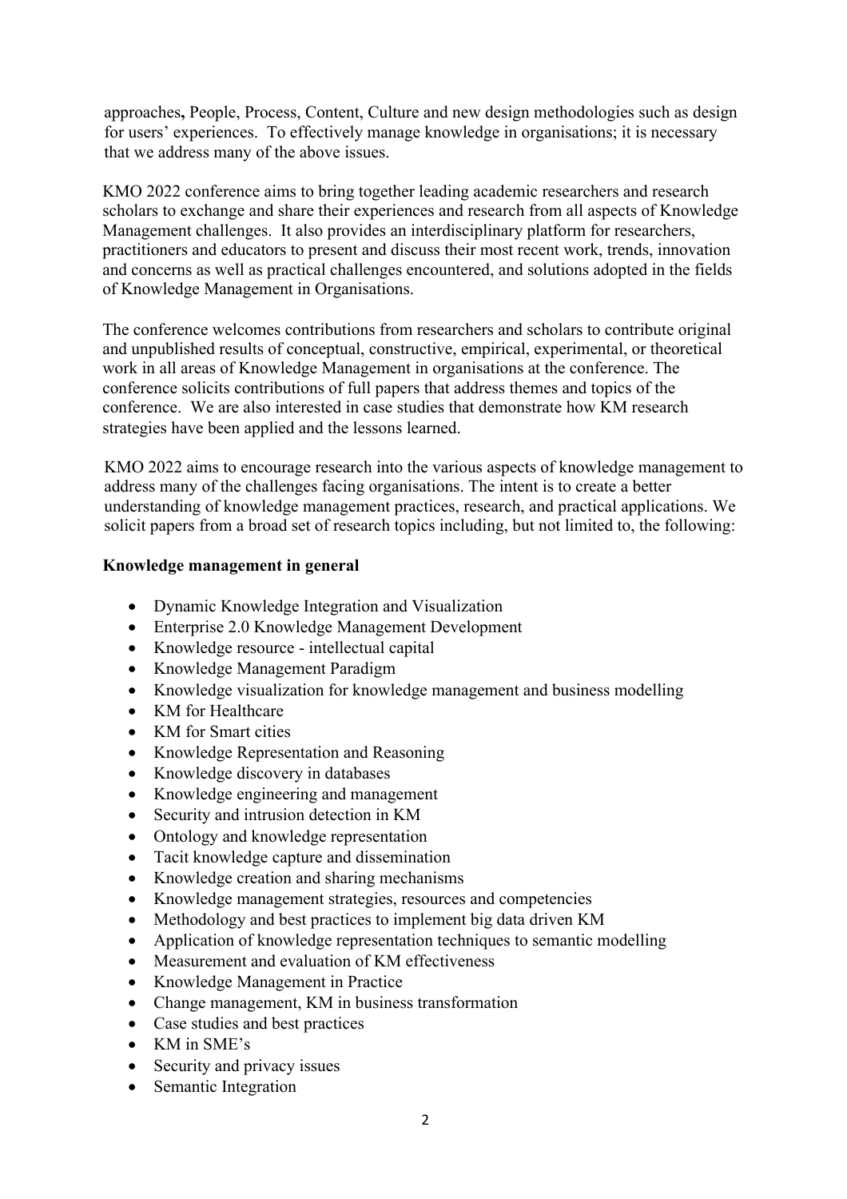approaches**,** People, Process, Content, Culture and new design methodologies such as design for users' experiences. To effectively manage knowledge in organisations; it is necessary that we address many of the above issues.

KMO 2022 conference aims to bring together leading academic researchers and research scholars to exchange and share their experiences and research from all aspects of Knowledge Management challenges. It also provides an interdisciplinary platform for researchers, practitioners and educators to present and discuss their most recent work, trends, innovation and concerns as well as practical challenges encountered, and solutions adopted in the fields of Knowledge Management in Organisations.

The conference welcomes contributions from researchers and scholars to contribute original and unpublished results of conceptual, constructive, empirical, experimental, or theoretical work in all areas of Knowledge Management in organisations at the conference. The conference solicits contributions of full papers that address themes and topics of the conference. We are also interested in case studies that demonstrate how KM research strategies have been applied and the lessons learned.

KMO 2022 aims to encourage research into the various aspects of knowledge management to address many of the challenges facing organisations. The intent is to create a better understanding of knowledge management practices, research, and practical applications. We solicit papers from a broad set of research topics including, but not limited to, the following:

**Knowledge management in general**

- Dynamic Knowledge Integration and Visualization
- Enterprise 2.0 Knowledge Management Development
- Knowledge resource - intellectual capital
- Knowledge Management Paradigm
- Knowledge visualization for knowledge management and business modelling
- KM for Healthcare
- KM for Smart cities
- Knowledge Representation and Reasoning
- Knowledge discovery in databases
- Knowledge engineering and management
- Security and intrusion detection in KM
- Ontology and knowledge representation
- Tacit knowledge capture and dissemination
- Knowledge creation and sharing mechanisms
- Knowledge management strategies, resources and competencies
- Methodology and best practices to implement big data driven KM
- Application of knowledge representation techniques to semantic modelling
- Measurement and evaluation of KM effectiveness
- Knowledge Management in Practice
- Change management, KM in business transformation
- Case studies and best practices
- KM in SME's
- Security and privacy issues
- Semantic Integration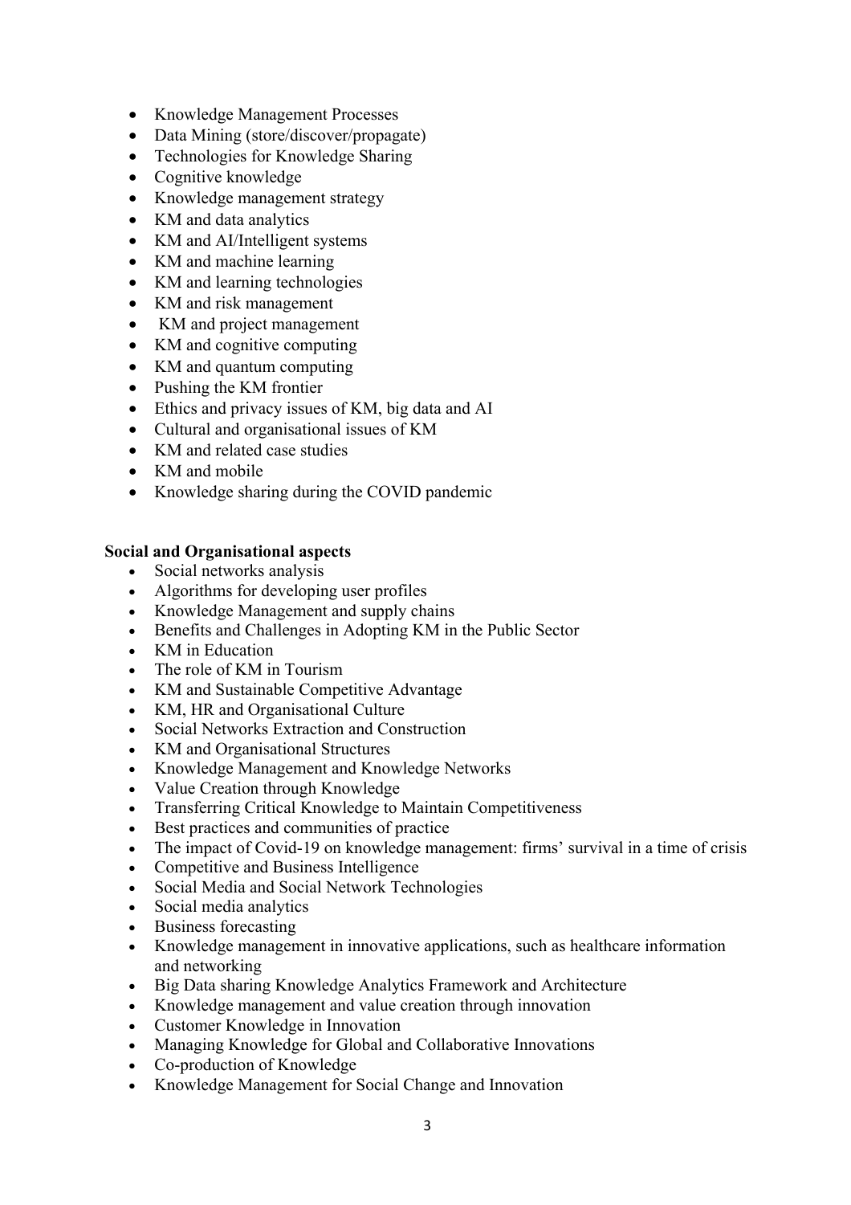- Knowledge Management Processes
- Data Mining (store/discover/propagate)
- Technologies for Knowledge Sharing
- Cognitive knowledge
- Knowledge management strategy
- KM and data analytics
- KM and AI/Intelligent systems
- KM and machine learning
- KM and learning technologies
- KM and risk management
- KM and project management
- KM and cognitive computing
- KM and quantum computing
- Pushing the KM frontier
- Ethics and privacy issues of KM, big data and AI
- Cultural and organisational issues of KM
- KM and related case studies
- KM and mobile
- Knowledge sharing during the COVID pandemic

**Social and Organisational aspects**

- Social networks analysis
- Algorithms for developing user profiles
- Knowledge Management and supply chains
- Benefits and Challenges in Adopting KM in the Public Sector
- KM in Education
- The role of KM in Tourism
- KM and Sustainable Competitive Advantage
- KM, HR and Organisational Culture
- Social Networks Extraction and Construction
- KM and Organisational Structures
- Knowledge Management and Knowledge Networks
- Value Creation through Knowledge
- Transferring Critical Knowledge to Maintain Competitiveness
- Best practices and communities of practice
- The impact of Covid-19 on knowledge management: firms' survival in a time of crisis
- Competitive and Business Intelligence
- Social Media and Social Network Technologies
- Social media analytics
- Business forecasting
- Knowledge management in innovative applications, such as healthcare information and networking
- Big Data sharing Knowledge Analytics Framework and Architecture
- Knowledge management and value creation through innovation
- Customer Knowledge in Innovation
- Managing Knowledge for Global and Collaborative Innovations
- Co-production of Knowledge
- Knowledge Management for Social Change and Innovation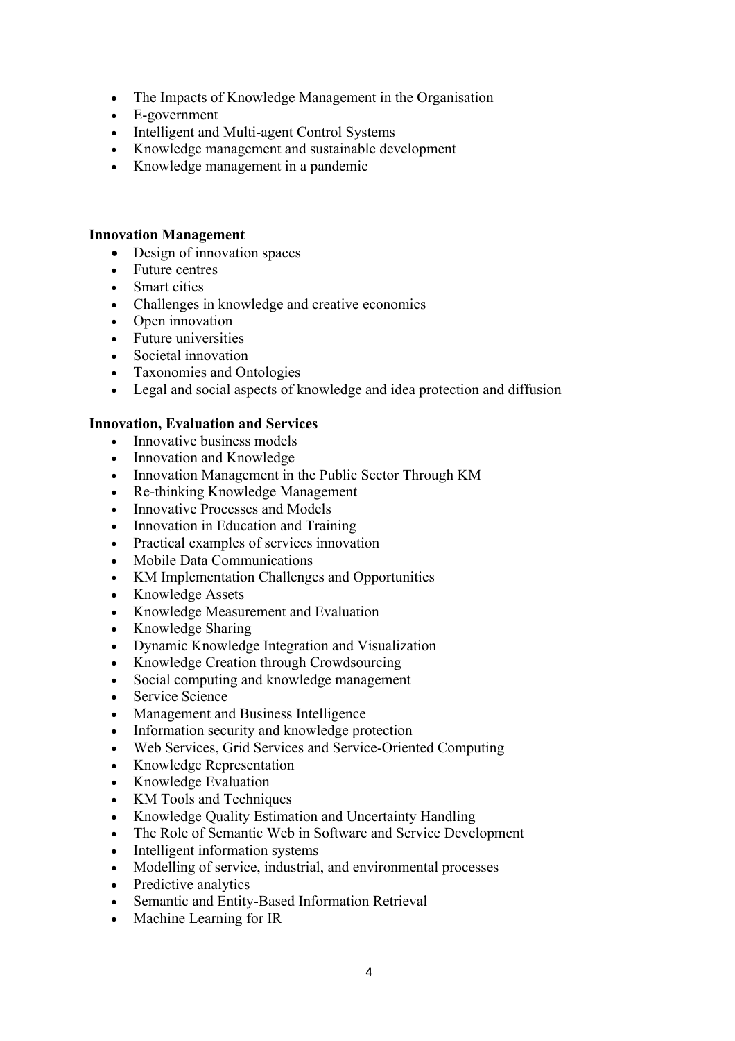- The Impacts of Knowledge Management in the Organisation
- E-government
- Intelligent and Multi-agent Control Systems
- Knowledge management and sustainable development
- Knowledge management in a pandemic

**Innovation Management**

- Design of innovation spaces
- Future centres
- Smart cities
- Challenges in knowledge and creative economics
- Open innovation
- Future universities
- Societal innovation
- Taxonomies and Ontologies
- Legal and social aspects of knowledge and idea protection and diffusion

**Innovation, Evaluation and Services**

- Innovative business models
- Innovation and Knowledge
- Innovation Management in the Public Sector Through KM
- Re-thinking Knowledge Management
- Innovative Processes and Models
- Innovation in Education and Training
- Practical examples of services innovation
- Mobile Data Communications
- KM Implementation Challenges and Opportunities
- Knowledge Assets
- Knowledge Measurement and Evaluation
- Knowledge Sharing
- Dynamic Knowledge Integration and Visualization
- Knowledge Creation through Crowdsourcing
- Social computing and knowledge management
- Service Science
- Management and Business Intelligence
- Information security and knowledge protection
- Web Services, Grid Services and Service-Oriented Computing
- Knowledge Representation
- Knowledge Evaluation
- KM Tools and Techniques
- Knowledge Quality Estimation and Uncertainty Handling
- The Role of Semantic Web in Software and Service Development
- Intelligent information systems
- Modelling of service, industrial, and environmental processes
- Predictive analytics
- Semantic and Entity-Based Information Retrieval
- Machine Learning for IR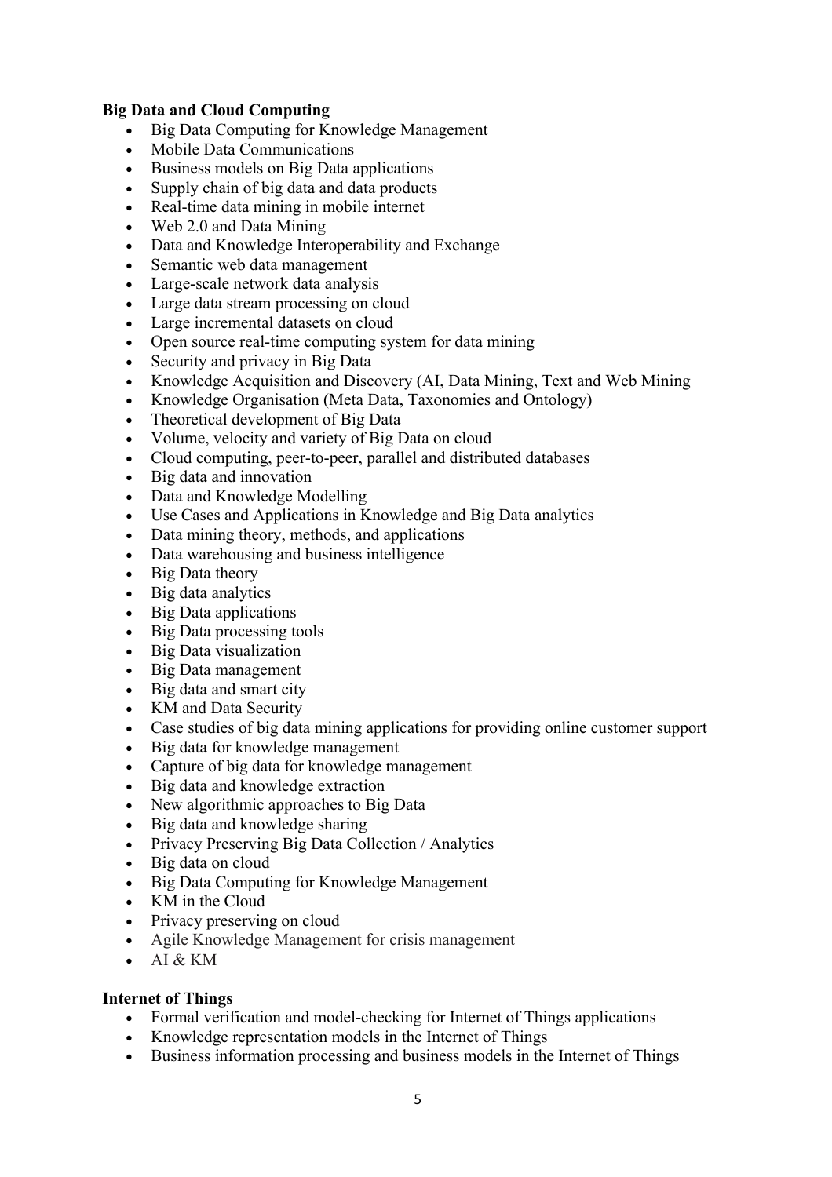**Big Data and Cloud Computing**

- Big Data Computing for Knowledge Management
- Mobile Data Communications
- Business models on Big Data applications
- Supply chain of big data and data products
- Real-time data mining in mobile internet
- Web 2.0 and Data Mining
- Data and Knowledge Interoperability and Exchange
- Semantic web data management
- Large-scale network data analysis
- Large data stream processing on cloud
- Large incremental datasets on cloud
- Open source real-time computing system for data mining
- Security and privacy in Big Data
- Knowledge Acquisition and Discovery (AI, Data Mining, Text and Web Mining
- Knowledge Organisation (Meta Data, Taxonomies and Ontology)
- Theoretical development of Big Data
- Volume, velocity and variety of Big Data on cloud
- Cloud computing, peer-to-peer, parallel and distributed databases
- Big data and innovation
- Data and Knowledge Modelling
- Use Cases and Applications in Knowledge and Big Data analytics
- Data mining theory, methods, and applications
- Data warehousing and business intelligence
- Big Data theory
- Big data analytics
- Big Data applications
- Big Data processing tools
- Big Data visualization
- Big Data management
- Big data and smart city
- KM and Data Security
- Case studies of big data mining applications for providing online customer support
- Big data for knowledge management
- Capture of big data for knowledge management
- Big data and knowledge extraction
- New algorithmic approaches to Big Data
- Big data and knowledge sharing
- Privacy Preserving Big Data Collection / Analytics
- Big data on cloud
- Big Data Computing for Knowledge Management
- KM in the Cloud
- Privacy preserving on cloud
- Agile Knowledge Management for crisis management
- AI & KM

**Internet of Things**

- Formal verification and model-checking for Internet of Things applications
- Knowledge representation models in the Internet of Things
- Business information processing and business models in the Internet of Things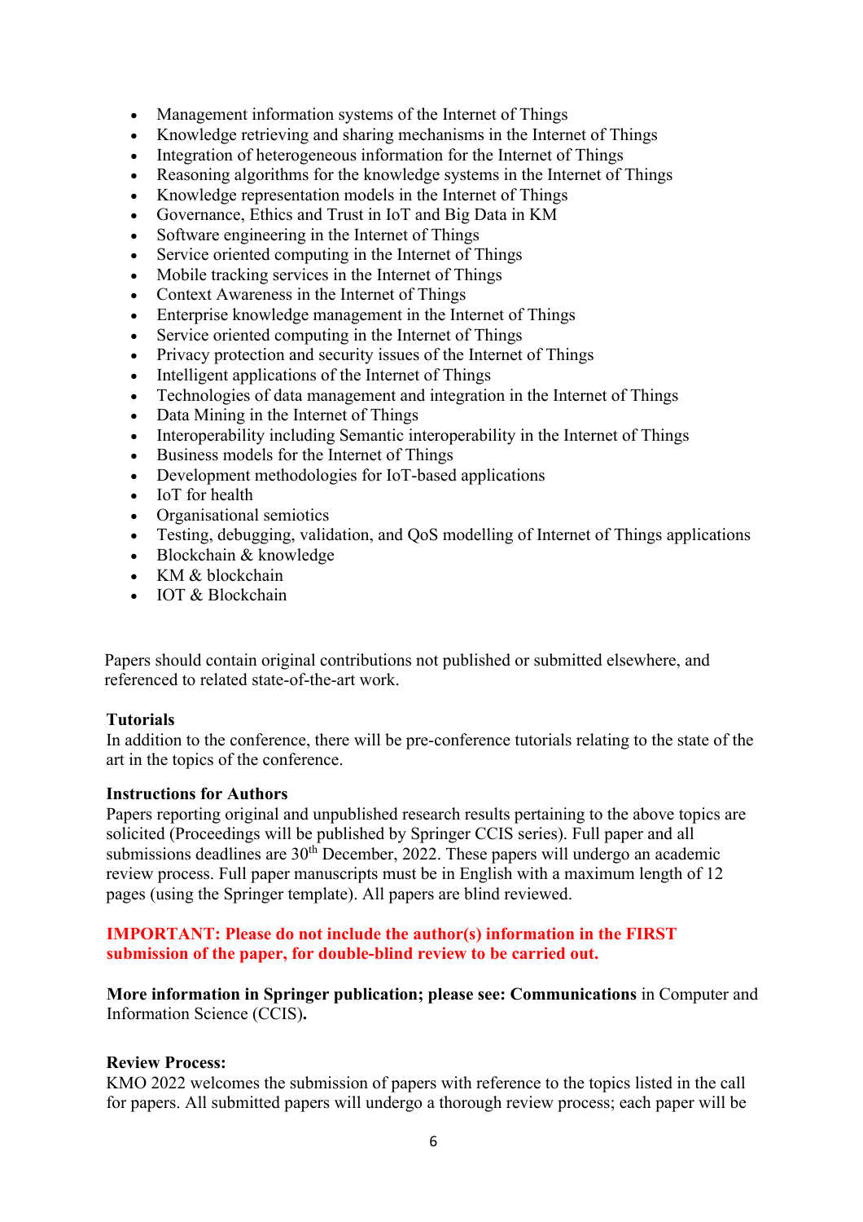- Management information systems of the Internet of Things
- Knowledge retrieving and sharing mechanisms in the Internet of Things
- Integration of heterogeneous information for the Internet of Things
- Reasoning algorithms for the knowledge systems in the Internet of Things
- Knowledge representation models in the Internet of Things
- Governance, Ethics and Trust in IoT and Big Data in KM
- Software engineering in the Internet of Things
- Service oriented computing in the Internet of Things
- Mobile tracking services in the Internet of Things
- Context Awareness in the Internet of Things
- Enterprise knowledge management in the Internet of Things
- Service oriented computing in the Internet of Things
- Privacy protection and security issues of the Internet of Things
- Intelligent applications of the Internet of Things
- Technologies of data management and integration in the Internet of Things
- Data Mining in the Internet of Things
- Interoperability including Semantic interoperability in the Internet of Things
- Business models for the Internet of Things
- Development methodologies for IoT-based applications
- IoT for health
- Organisational semiotics
- Testing, debugging, validation, and QoS modelling of Internet of Things applications
- Blockchain & knowledge
- KM & blockchain
- IOT & Blockchain

Papers should contain original contributions not published or submitted elsewhere, and referenced to related state-of-the-art work.

**Tutorials**
In addition to the conference, there will be pre-conference tutorials relating to the state of the art in the topics of the conference.

**Instructions for Authors**
Papers reporting original and unpublished research results pertaining to the above topics are solicited (Proceedings will be published by Springer CCIS series). Full paper and all submissions deadlines are 30th December, 2022. These papers will undergo an academic review process. Full paper manuscripts must be in English with a maximum length of 12 pages (using the Springer template). All papers are blind reviewed.

**IMPORTANT: Please do not include the author(s) information in the FIRST submission of the paper, for double-blind review to be carried out.**

**More information in Springer publication; please see: Communications** in Computer and Information Science (CCIS)**.**

**Review Process:**
KMO 2022 welcomes the submission of papers with reference to the topics listed in the call for papers. All submitted papers will undergo a thorough review process; each paper will be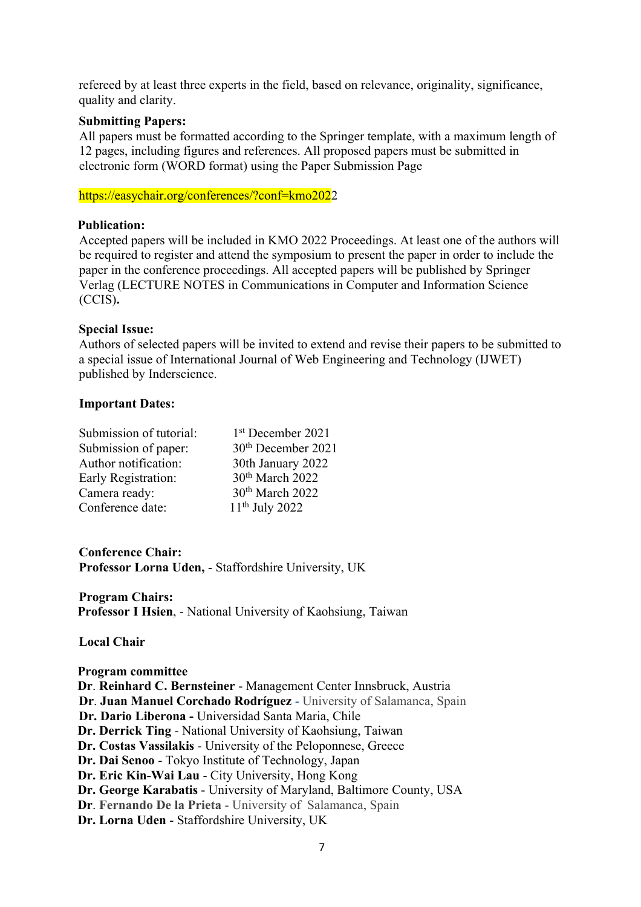refereed by at least three experts in the field, based on relevance, originality, significance, quality and clarity.

**Submitting Papers:**

All papers must be formatted according to the Springer template, with a maximum length of 12 pages, including figures and references. All proposed papers must be submitted in electronic form (WORD format) using the Paper Submission Page

https://easychair.org/conferences/?conf=kmo2022

**Publication:**

Accepted papers will be included in KMO 2022 Proceedings. At least one of the authors will be required to register and attend the symposium to present the paper in order to include the paper in the conference proceedings. All accepted papers will be published by Springer Verlag (LECTURE NOTES in Communications in Computer and Information Science (CCIS)**.**

**Special Issue:**

Authors of selected papers will be invited to extend and revise their papers to be submitted to a special issue of International Journal of Web Engineering and Technology (IJWET) published by Inderscience.

**Important Dates:**

| | |
|---|---|
| Submission of tutorial: | 1st December 2021 |
| Submission of paper: | 30th December 2021 |
| Author notification: | 30th January 2022 |
| Early Registration: | 30th March 2022 |
| Camera ready: | 30th March 2022 |
| Conference date: | 11th July 2022 |

**Conference Chair:**

**Professor Lorna Uden,** - Staffordshire University, UK

**Program Chairs:**

**Professor I Hsien**, - National University of Kaohsiung, Taiwan

**Local Chair**

**Program committee**

**Dr**. **Reinhard C. Bernsteiner** - Management Center Innsbruck, Austria
**Dr**. **Juan Manuel Corchado Rodríguez** - University of Salamanca, Spain
**Dr. Dario Liberona -** Universidad Santa Maria, Chile
**Dr. Derrick Ting** - National University of Kaohsiung, Taiwan
**Dr. Costas Vassilakis** - University of the Peloponnese, Greece
**Dr. Dai Senoo** - Tokyo Institute of Technology, Japan
**Dr. Eric Kin-Wai Lau** - City University, Hong Kong
**Dr. George Karabatis** - University of Maryland, Baltimore County, USA
**Dr**. **Fernando De la Prieta** - University of Salamanca, Spain
**Dr. Lorna Uden** - Staffordshire University, UK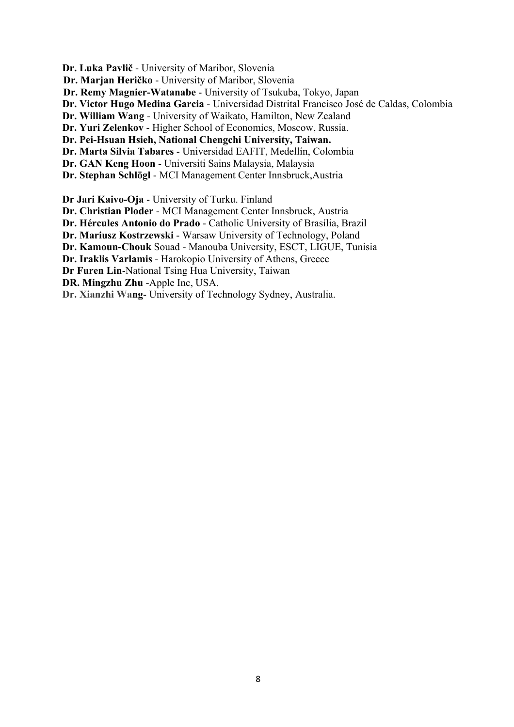**Dr. Luka Pavlič** - University of Maribor, Slovenia
**Dr. Marjan Heričko** - University of Maribor, Slovenia
**Dr. Remy Magnier-Watanabe** - University of Tsukuba, Tokyo, Japan
**Dr. Victor Hugo Medina Garcia** - Universidad Distrital Francisco José de Caldas, Colombia
**Dr. William Wang** - University of Waikato, Hamilton, New Zealand
**Dr. Yuri Zelenkov** - Higher School of Economics, Moscow, Russia.
**Dr. Pei-Hsuan Hsieh, National Chengchi University, Taiwan.**
**Dr. Marta Silvia Tabares** - Universidad EAFIT, Medellín, Colombia
**Dr. GAN Keng Hoon** - Universiti Sains Malaysia, Malaysia
**Dr. Stephan Schlögl** - MCI Management Center Innsbruck,Austria

**Dr Jari Kaivo-Oja** - University of Turku. Finland
**Dr. Christian Ploder** - MCI Management Center Innsbruck, Austria
**Dr. Hércules Antonio do Prado** - Catholic University of Brasília, Brazil
**Dr. Mariusz Kostrzewski** - Warsaw University of Technology, Poland
**Dr. Kamoun-Chouk** Souad - Manouba University, ESCT, LIGUE, Tunisia
**Dr. Iraklis Varlamis** - Harokopio University of Athens, Greece
**Dr Furen Lin**-National Tsing Hua University, Taiwan
**DR. Mingzhu Zhu** -Apple Inc, USA.
**Dr. Xianzhi Wang**- University of Technology Sydney, Australia.